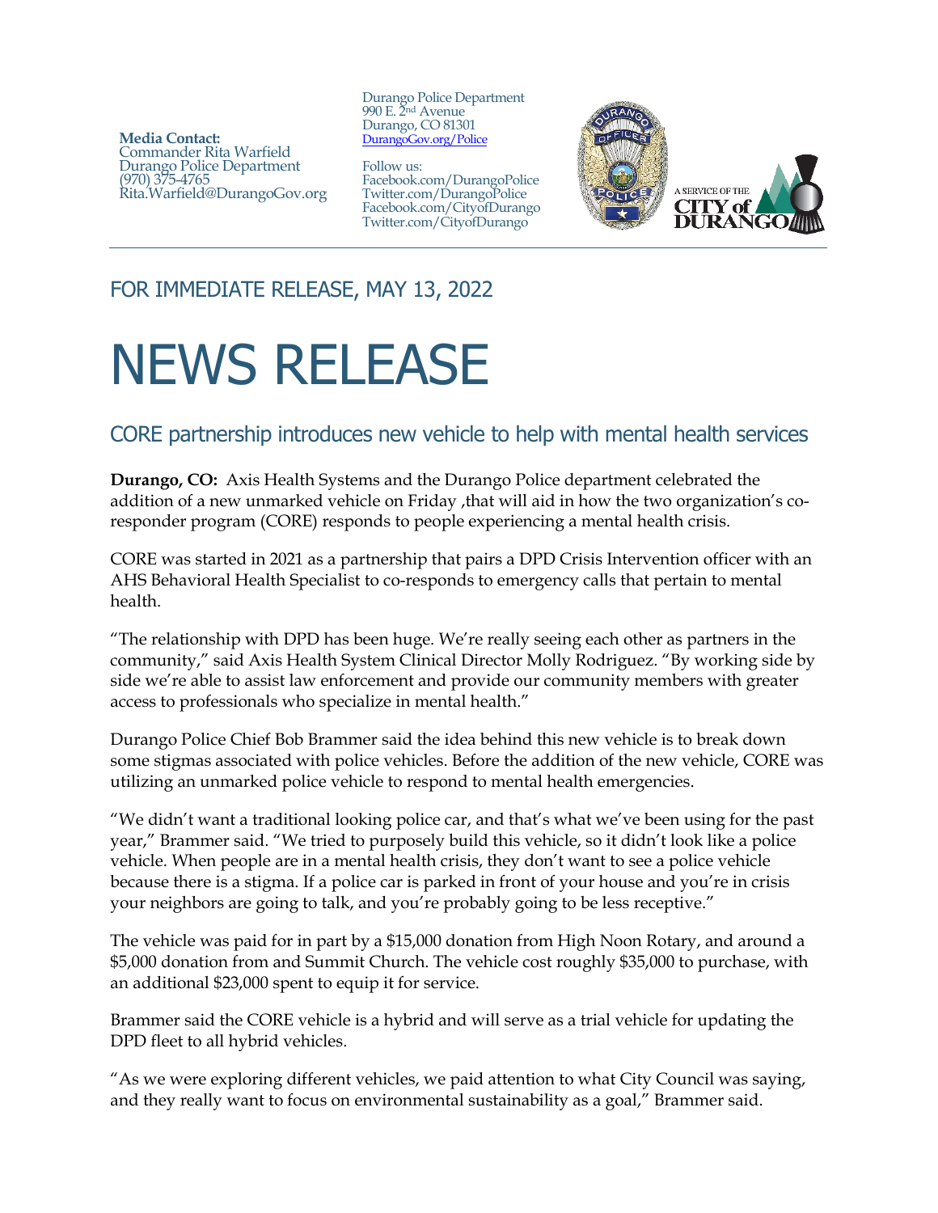**Media Contact:**
Commander Rita Warfield
Durango Police Department
(970) 375-4765
Rita.Warfield@DurangoGov.org

Durango Police Department
990 E. 2nd Avenue
Durango, CO 81301
DurangoGov.org/Police

Follow us:
Facebook.com/DurangoPolice
Twitter.com/DurangoPolice
Facebook.com/CityofDurango
Twitter.com/CityofDurango

A SERVICE OF THE CITY of DURANGO

FOR IMMEDIATE RELEASE, MAY 13, 2022

# NEWS RELEASE

## CORE partnership introduces new vehicle to help with mental health services

**Durango, CO:** Axis Health Systems and the Durango Police department celebrated the addition of a new unmarked vehicle on Friday ,that will aid in how the two organization's co-responder program (CORE) responds to people experiencing a mental health crisis.

CORE was started in 2021 as a partnership that pairs a DPD Crisis Intervention officer with an AHS Behavioral Health Specialist to co-responds to emergency calls that pertain to mental health.

"The relationship with DPD has been huge. We're really seeing each other as partners in the community," said Axis Health System Clinical Director Molly Rodriguez. "By working side by side we're able to assist law enforcement and provide our community members with greater access to professionals who specialize in mental health."

Durango Police Chief Bob Brammer said the idea behind this new vehicle is to break down some stigmas associated with police vehicles. Before the addition of the new vehicle, CORE was utilizing an unmarked police vehicle to respond to mental health emergencies.

"We didn't want a traditional looking police car, and that's what we've been using for the past year," Brammer said. "We tried to purposely build this vehicle, so it didn't look like a police vehicle. When people are in a mental health crisis, they don't want to see a police vehicle because there is a stigma. If a police car is parked in front of your house and you're in crisis your neighbors are going to talk, and you're probably going to be less receptive."

The vehicle was paid for in part by a $15,000 donation from High Noon Rotary, and around a $5,000 donation from and Summit Church. The vehicle cost roughly $35,000 to purchase, with an additional $23,000 spent to equip it for service.

Brammer said the CORE vehicle is a hybrid and will serve as a trial vehicle for updating the DPD fleet to all hybrid vehicles.

"As we were exploring different vehicles, we paid attention to what City Council was saying, and they really want to focus on environmental sustainability as a goal," Brammer said.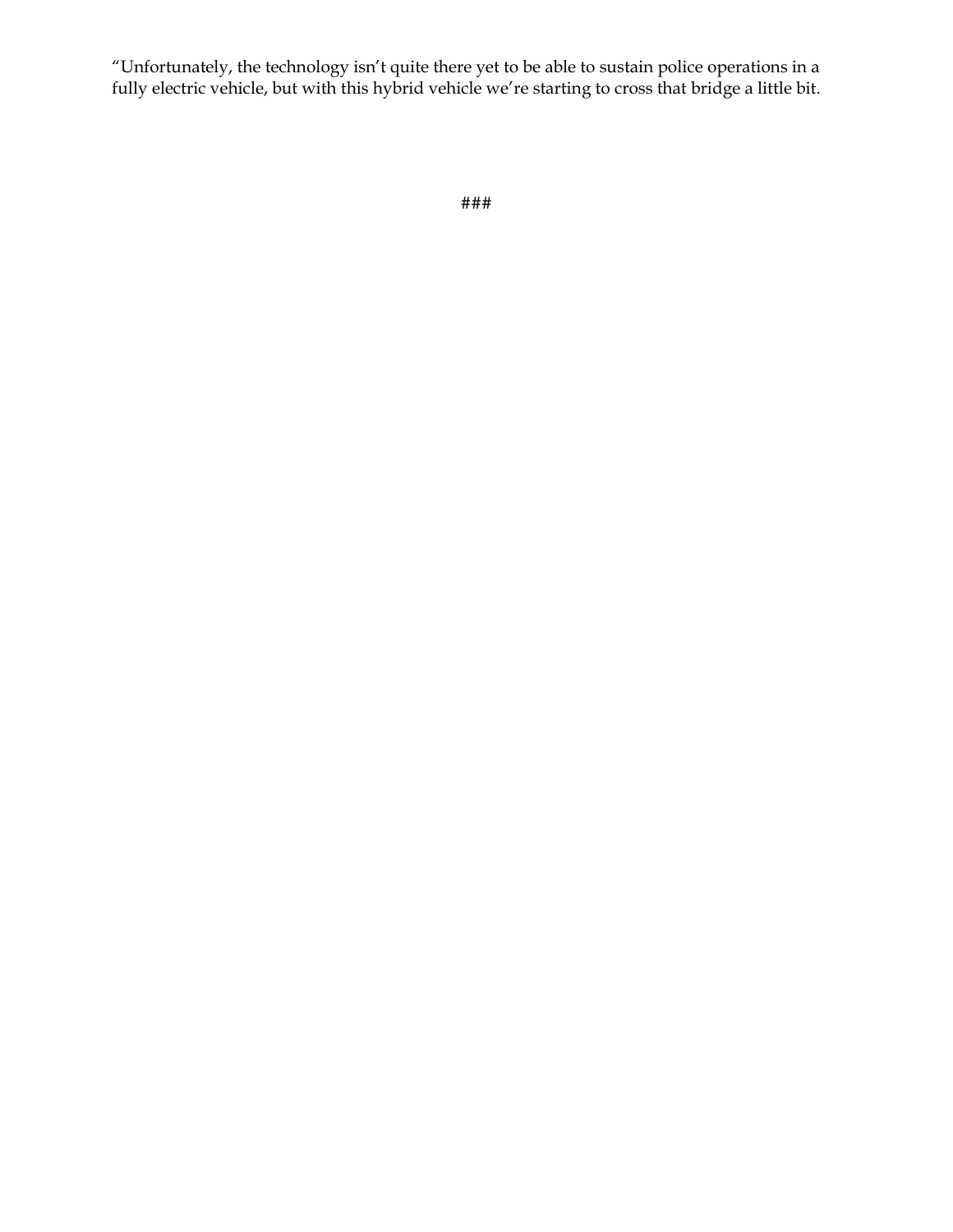"Unfortunately, the technology isn't quite there yet to be able to sustain police operations in a fully electric vehicle, but with this hybrid vehicle we're starting to cross that bridge a little bit.

###